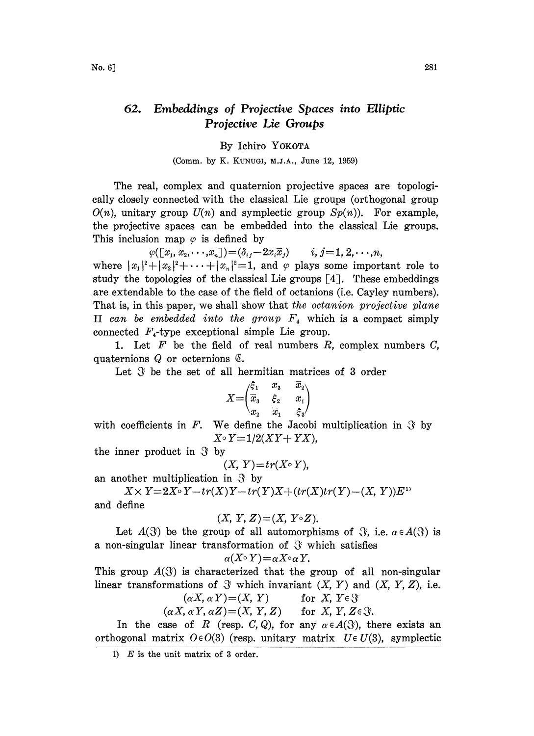# 62. *Embeddings of Projective Spaces into Elliptic Projective Lie Groups*

By Ichiro Yokota

(Comm. by K. Kunugi, M.J.A., June 12, 1959)

The real, complex and quaternion projective spaces are topologically closely connected with the classical Lie groups (orthogonal group $O(n)$, unitary group $U(n)$ and symplectic group $Sp(n)$). For example, the projective spaces can be embedded into the classical Lie groups. This inclusion map $\varphi$ is defined by

$$\varphi([x_1, x_2, \cdots, x_n]) = (\delta_{ij} - 2x_i\overline{x}_j) \qquad i, j = 1, 2, \cdots, n,$$

where $|x_1|^2 + |x_2|^2 + \cdots + |x_n|^2 = 1$, and $\varphi$ plays some important role to study the topologies of the classical Lie groups [4]. These embeddings are extendable to the case of the field of octanions (i.e. Cayley numbers). That is, in this paper, we shall show that *the octanion projective plane* $\Pi$ *can be embedded into the group* $F_4$ which is a compact simply connected $F_4$-type exceptional simple Lie group.

1. Let $F$ be the field of real numbers $R$, complex numbers $C$, quaternions $Q$ or octernions $\mathfrak{C}$.

Let $\mathfrak{J}$ be the set of all hermitian matrices of 3 order

$$X = \begin{pmatrix} \xi_1 & x_3 & \overline{x}_2 \\ \overline{x}_3 & \xi_2 & x_1 \\ x_2 & \overline{x}_1 & \xi_3 \end{pmatrix}$$

with coefficients in $F$. We define the Jacobi multiplication in $\mathfrak{J}$ by

$$X \circ Y = 1/2(XY + YX),$$

the inner product in $\mathfrak{J}$ by

$$(X, Y) = tr(X \circ Y),$$

an another multiplication in $\mathfrak{J}$ by

$$X \times Y = 2X \circ Y - tr(X)Y - tr(Y)X + (tr(X)tr(Y) - (X, Y))E^{1)}$$

and define

$$(X, Y, Z) = (X, Y \circ Z).$$

Let $A(\mathfrak{J})$ be the group of all automorphisms of $\mathfrak{J}$, i.e. $\alpha \in A(\mathfrak{J})$ is a non-singular linear transformation of $\mathfrak{J}$ which satisfies

$$\alpha(X \circ Y) = \alpha X \circ \alpha Y.$$

This group $A(\mathfrak{J})$ is characterized that the group of all non-singular linear transformations of $\mathfrak{J}$ which invariant $(X, Y)$ and $(X, Y, Z)$, i.e.

$$(\alpha X, \alpha Y) = (X, Y) \qquad \text{for } X, Y \in \mathfrak{J}$$

$$(\alpha X, \alpha Y, \alpha Z) = (X, Y, Z) \qquad \text{for } X, Y, Z \in \mathfrak{J}.$$

In the case of $R$ (resp. $C, Q$), for any $\alpha \in A(\mathfrak{J})$, there exists an orthogonal matrix $O \in O(3)$ (resp. unitary matrix $U \in U(3)$, symplectic

1) $E$ is the unit matrix of 3 order.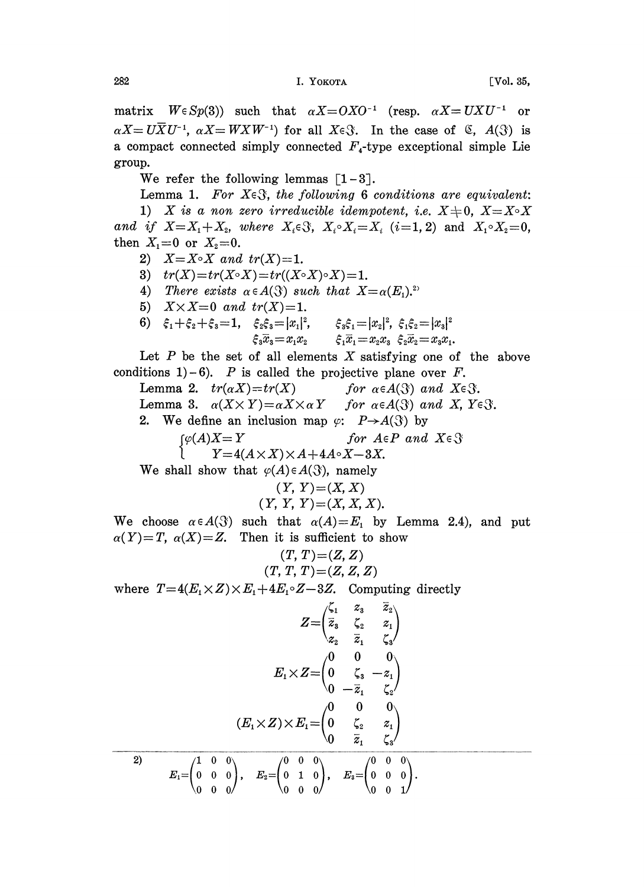matrix $W \in Sp(3)$) such that $\alpha X = OXO^{-1}$ (resp. $\alpha X = UXU^{-1}$ or $\alpha X = U\bar{X}U^{-1}$, $\alpha X = WXW^{-1}$) for all $X \in \mathfrak{J}$. In the case of $\mathfrak{C}$, $A(\mathfrak{J})$ is a compact connected simply connected $F_4$-type exceptional simple Lie group.

We refer the following lemmas [1-3].

Lemma 1. *For $X \in \mathfrak{J}$, the following 6 conditions are equivalent:*

1) *$X$ is a non zero irreducible idempotent, i.e. $X \neq 0$, $X = X \circ X$ and if $X = X_1 + X_2$, where $X_i \in \mathfrak{J}$, $X_i \circ X_i = X_i$ $(i=1,2)$ and $X_1 \circ X_2 = 0$, then $X_1 = 0$ or $X_2 = 0$.*

2) *$X = X \circ X$ and $tr(X) = 1$.*

3) *$tr(X) = tr(X \circ X) = tr((X \circ X) \circ X) = 1$.*

4) *There exists $\alpha \in A(\mathfrak{J})$ such that $X = \alpha(E_1)$.*[2]

5) *$X \times X = 0$ and $tr(X) = 1$.*

6) *$\xi_1 + \xi_2 + \xi_3 = 1$, $\xi_2\xi_3 = |x_1|^2$, $\xi_3\xi_1 = |x_2|^2$, $\xi_1\xi_2 = |x_3|^2$*
*$\xi_3\bar{x}_3 = x_1x_2$ $\quad \xi_1\bar{x}_1 = x_2x_3$ $\quad \xi_2\bar{x}_2 = x_3x_1$.*

Let $P$ be the set of all elements $X$ satisfying one of the above conditions 1)-6). $P$ is called the projective plane over $F$.

Lemma 2. *$tr(\alpha X) = tr(X)$ $\quad$ for $\alpha \in A(\mathfrak{J})$ and $X \in \mathfrak{J}$.*

Lemma 3. *$\alpha(X \times Y) = \alpha X \times \alpha Y$ $\quad$ for $\alpha \in A(\mathfrak{J})$ and $X, Y \in \mathfrak{J}$.*

2. We define an inclusion map $\varphi$: $P \to A(\mathfrak{J})$ by

$$\begin{cases} \varphi(A)X = Y & \text{for } A \in P \text{ and } X \in \mathfrak{J} \\ \quad Y = 4(A \times X) \times A + 4A \circ X - 3X. \end{cases}$$

We shall show that $\varphi(A) \in A(\mathfrak{J})$, namely

$$(Y, Y) = (X, X)$$
$$(Y, Y, Y) = (X, X, X).$$

We choose $\alpha \in A(\mathfrak{J})$ such that $\alpha(A) = E_1$ by Lemma 2.4), and put $\alpha(Y) = T$, $\alpha(X) = Z$. Then it is sufficient to show

$$(T, T) = (Z, Z)$$
$$(T, T, T) = (Z, Z, Z)$$

where $T = 4(E_1 \times Z) \times E_1 + 4E_1 \circ Z - 3Z$. Computing directly

$$Z = \begin{pmatrix} \zeta_1 & z_3 & \bar{z}_2 \\ \bar{z}_3 & \zeta_2 & z_1 \\ z_2 & \bar{z}_1 & \zeta_3 \end{pmatrix}$$

$$E_1 \times Z = \begin{pmatrix} 0 & 0 & 0 \\ 0 & \zeta_3 & -z_1 \\ 0 & -\bar{z}_1 & \zeta_2 \end{pmatrix}$$

$$(E_1 \times Z) \times E_1 = \begin{pmatrix} 0 & 0 & 0 \\ 0 & \zeta_2 & z_1 \\ 0 & \bar{z}_1 & \zeta_3 \end{pmatrix}$$

---

2) $E_1 = \begin{pmatrix} 1 & 0 & 0 \\ 0 & 0 & 0 \\ 0 & 0 & 0 \end{pmatrix}$, $\quad E_2 = \begin{pmatrix} 0 & 0 & 0 \\ 0 & 1 & 0 \\ 0 & 0 & 0 \end{pmatrix}$, $\quad E_3 = \begin{pmatrix} 0 & 0 & 0 \\ 0 & 0 & 0 \\ 0 & 0 & 1 \end{pmatrix}$.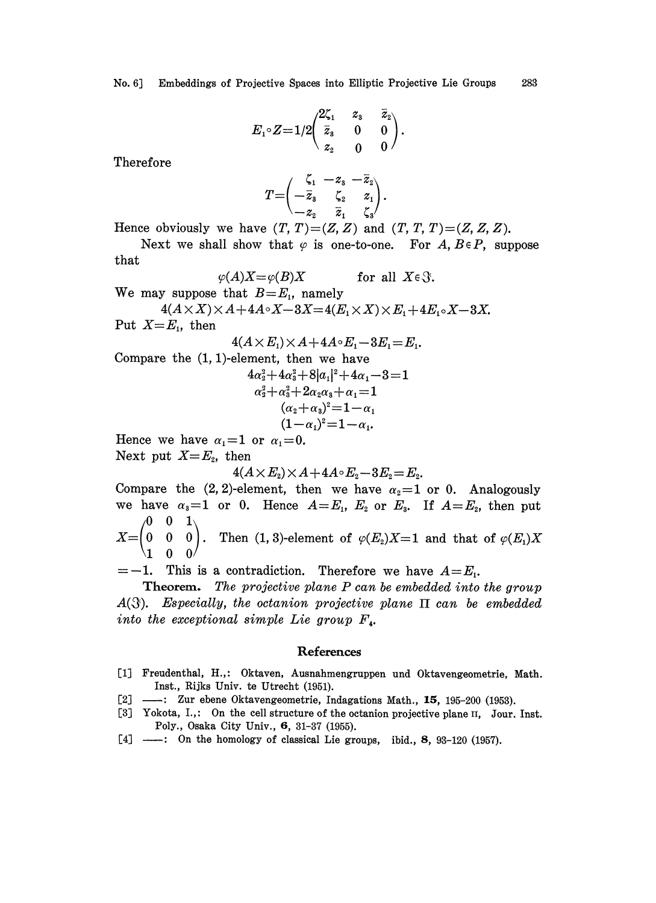$$E_1 \circ Z = 1/2 \begin{pmatrix} 2\zeta_1 & z_3 & \bar{z}_2 \\ \bar{z}_3 & 0 & 0 \\ z_2 & 0 & 0 \end{pmatrix}.$$

Therefore

$$T = \begin{pmatrix} \zeta_1 & -z_3 & -\bar{z}_2 \\ -\bar{z}_3 & \zeta_2 & z_1 \\ -z_2 & \bar{z}_1 & \zeta_3 \end{pmatrix}.$$

Hence obviously we have $(T, T) = (Z, Z)$ and $(T, T, T) = (Z, Z, Z)$.

Next we shall show that $\varphi$ is one-to-one. For $A, B \in P$, suppose that

$$\varphi(A)X = \varphi(B)X \qquad \text{for all } X \in \mathfrak{J}.$$

We may suppose that $B = E_1$, namely

$$4(A \times X) \times A + 4A \circ X - 3X = 4(E_1 \times X) \times E_1 + 4E_1 \circ X - 3X.$$

Put $X = E_1$, then

$$4(A \times E_1) \times A + 4A \circ E_1 - 3E_1 = E_1.$$

Compare the $(1, 1)$-element, then we have

$$4\alpha_2^2 + 4\alpha_3^2 + 8|a_1|^2 + 4\alpha_1 - 3 = 1$$

$$\alpha_2^2 + \alpha_3^2 + 2\alpha_2\alpha_3 + \alpha_1 = 1$$

$$(\alpha_2 + \alpha_3)^2 = 1 - \alpha_1$$

$$(1 - \alpha_1)^2 = 1 - \alpha_1.$$

Hence we have $\alpha_1 = 1$ or $\alpha_1 = 0$.

Next put $X = E_2$, then

$$4(A \times E_2) \times A + 4A \circ E_2 - 3E_2 = E_2.$$

Compare the $(2, 2)$-element, then we have $\alpha_2 = 1$ or $0$. Analogously we have $\alpha_3 = 1$ or $0$. Hence $A = E_1$, $E_2$ or $E_3$. If $A = E_2$, then put $X = \begin{pmatrix} 0 & 0 & 1 \\ 0 & 0 & 0 \\ 1 & 0 & 0 \end{pmatrix}$. Then $(1, 3)$-element of $\varphi(E_2)X = 1$ and that of $\varphi(E_1)X = -1$. This is a contradiction. Therefore we have $A = E_1$.

**Theorem.** *The projective plane $P$ can be embedded into the group $A(\mathfrak{J})$. Especially, the octanion projective plane $\Pi$ can be embedded into the exceptional simple Lie group $F_4$.*

## References

[1] Freudenthal, H.,: Oktaven, Ausnahmengruppen und Oktavengeometrie, Math. Inst., Rijks Univ. te Utrecht (1951).

[2] ——: Zur ebene Oktavengeometrie, Indagations Math., **15**, 195–200 (1953).

[3] Yokota, I.,: On the cell structure of the octanion projective plane $\Pi$, Jour. Inst. Poly., Osaka City Univ., **6**, 31–37 (1955).

[4] ——: On the homology of classical Lie groups, ibid., **8**, 93–120 (1957).